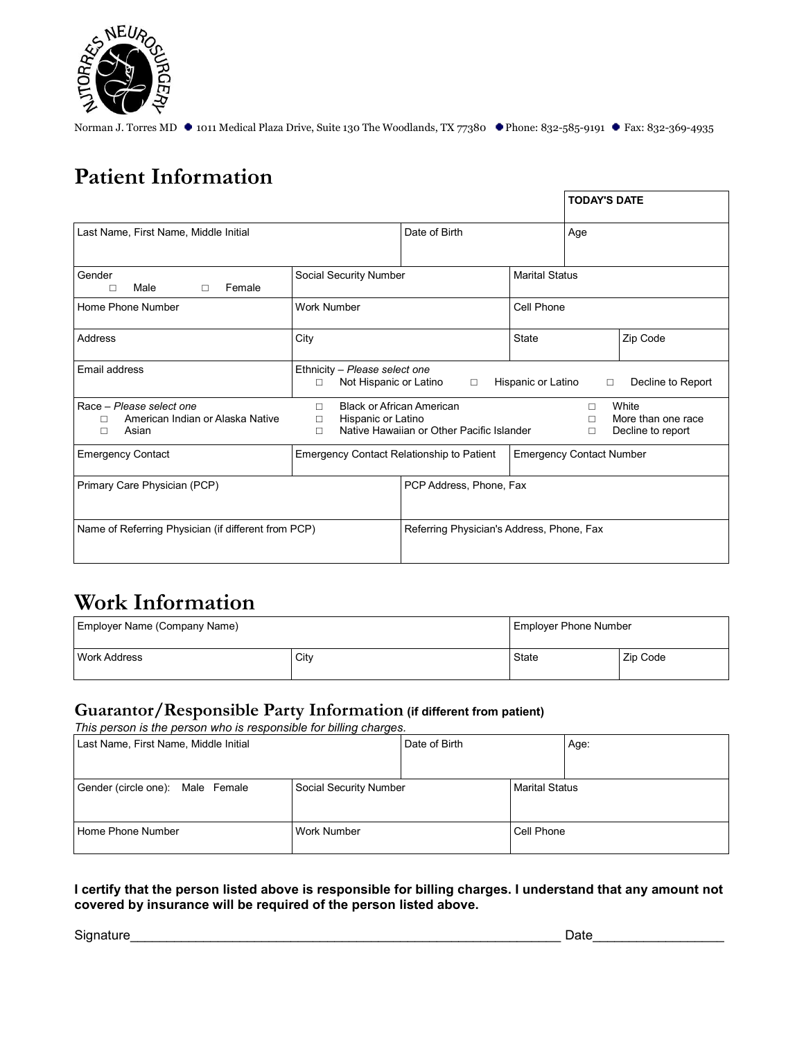Norman J. Torres MD • 1011 Medical Plaza Drive, Suite 130 The Woodlands, TX 77380 • Phone: 832-585-9191 • Fax: 832-369-4935

# Patient Information

| | | | |
|---|---|---|---|
| | | | **TODAY'S DATE** |
| Last Name, First Name, Middle Initial | | Date of Birth | Age |
| Gender ☐ Male ☐ Female | Social Security Number | Marital Status | |
| Home Phone Number | Work Number | Cell Phone | |
| Address | City | State | Zip Code |
| Email address | Ethnicity – *Please select one* ☐ Not Hispanic or Latino ☐ Hispanic or Latino ☐ Decline to Report | | |
| Race – *Please select one* ☐ American Indian or Alaska Native ☐ Asian | ☐ Black or African American ☐ Hispanic or Latino ☐ Native Hawaiian or Other Pacific Islander | ☐ White ☐ More than one race ☐ Decline to report | |
| Emergency Contact | Emergency Contact Relationship to Patient | Emergency Contact Number | |
| Primary Care Physician (PCP) | | PCP Address, Phone, Fax | |
| Name of Referring Physician (if different from PCP) | | Referring Physician's Address, Phone, Fax | |

# Work Information

| | | | |
|---|---|---|---|
| Employer Name (Company Name) | | Employer Phone Number | |
| Work Address | City | State | Zip Code |

## Guarantor/Responsible Party Information (if different from patient)

*This person is the person who is responsible for billing charges.*

| | | |
|---|---|---|
| Last Name, First Name, Middle Initial | Date of Birth | Age: |
| Gender (circle one): Male Female | Social Security Number | Marital Status |
| Home Phone Number | Work Number | Cell Phone |

**I certify that the person listed above is responsible for billing charges. I understand that any amount not covered by insurance will be required of the person listed above.**

Signature_____________________________________________________________ Date__________________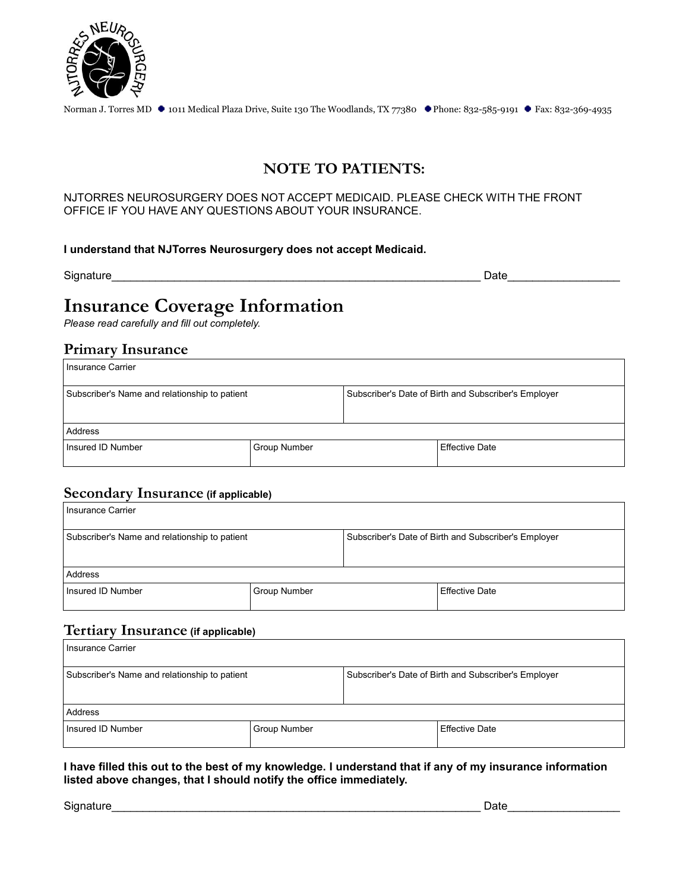Norman J. Torres MD • 1011 Medical Plaza Drive, Suite 130 The Woodlands, TX 77380 • Phone: 832-585-9191 • Fax: 832-369-4935

## NOTE TO PATIENTS:

NJTORRES NEUROSURGERY DOES NOT ACCEPT MEDICAID. PLEASE CHECK WITH THE FRONT OFFICE IF YOU HAVE ANY QUESTIONS ABOUT YOUR INSURANCE.

**I understand that NJTorres Neurosurgery does not accept Medicaid.**

Signature_____________________________________________________________ Date_________________

# Insurance Coverage Information

*Please read carefully and fill out completely.*

## Primary Insurance

| Insurance Carrier | | |
|---|---|---|
| Subscriber's Name and relationship to patient | | Subscriber's Date of Birth and Subscriber's Employer |
| Address | | |
| Insured ID Number | Group Number | Effective Date |

## Secondary Insurance (if applicable)

| Insurance Carrier | | |
|---|---|---|
| Subscriber's Name and relationship to patient | | Subscriber's Date of Birth and Subscriber's Employer |
| Address | | |
| Insured ID Number | Group Number | Effective Date |

## Tertiary Insurance (if applicable)

| Insurance Carrier | | |
|---|---|---|
| Subscriber's Name and relationship to patient | | Subscriber's Date of Birth and Subscriber's Employer |
| Address | | |
| Insured ID Number | Group Number | Effective Date |

**I have filled this out to the best of my knowledge. I understand that if any of my insurance information listed above changes, that I should notify the office immediately.**

Signature_____________________________________________________________ Date_________________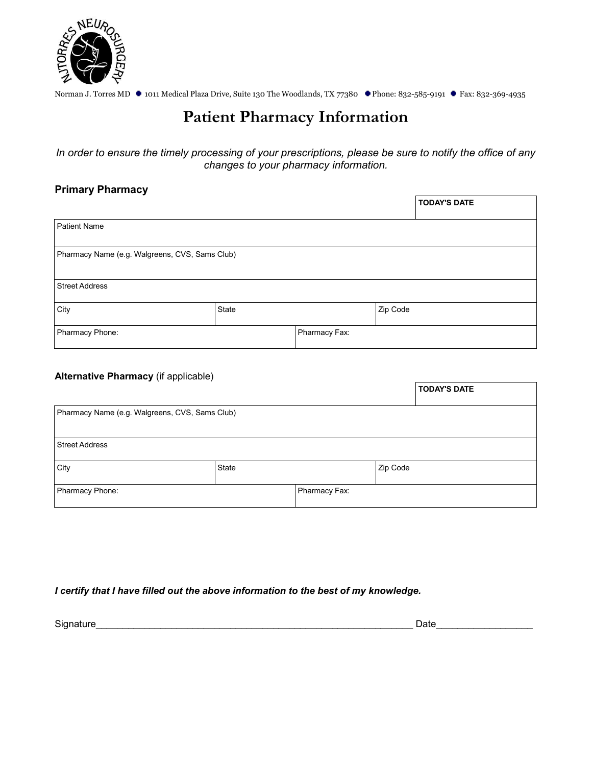Norman J. Torres MD • 1011 Medical Plaza Drive, Suite 130 The Woodlands, TX 77380 • Phone: 832-585-9191 • Fax: 832-369-4935

# Patient Pharmacy Information

*In order to ensure the timely processing of your prescriptions, please be sure to notify the office of any changes to your pharmacy information.*

### Primary Pharmacy

| | | | **TODAY'S DATE** |
|---|---|---|---|
| Patient Name | | | |
| Pharmacy Name (e.g. Walgreens, CVS, Sams Club) | | | |
| Street Address | | | |
| City | State | Zip Code | |
| Pharmacy Phone: | | Pharmacy Fax: | |

### Alternative Pharmacy (if applicable)

| | | | **TODAY'S DATE** |
|---|---|---|---|
| Pharmacy Name (e.g. Walgreens, CVS, Sams Club) | | | |
| Street Address | | | |
| City | State | Zip Code | |
| Pharmacy Phone: | | Pharmacy Fax: | |

***I certify that I have filled out the above information to the best of my knowledge.***

Signature_____________________________________________________________ Date__________________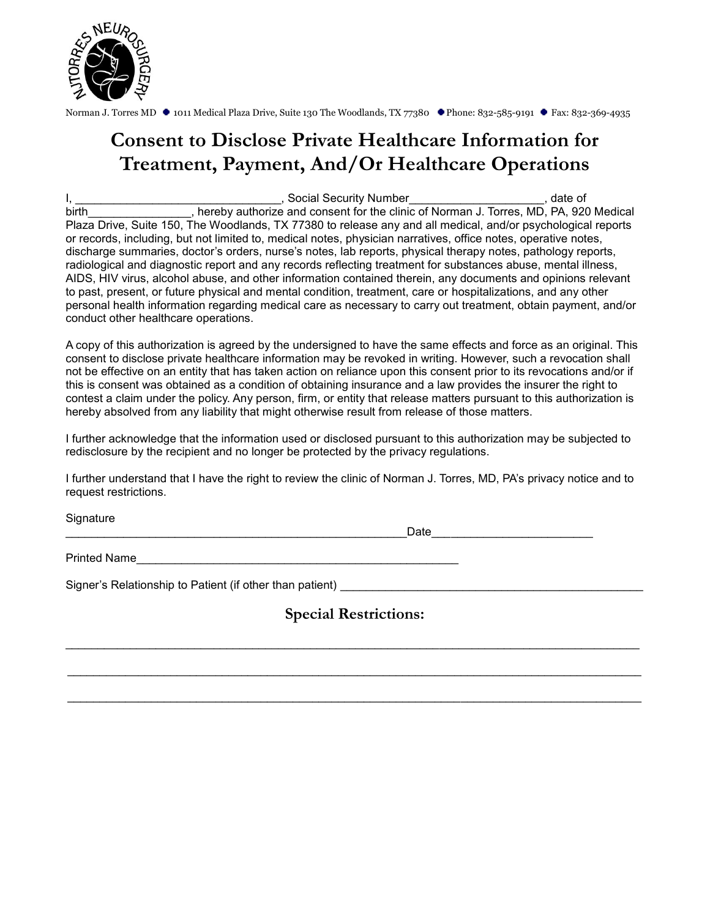Norman J. Torres MD • 1011 Medical Plaza Drive, Suite 130 The Woodlands, TX 77380 • Phone: 832-585-9191 • Fax: 832-369-4935

# Consent to Disclose Private Healthcare Information for Treatment, Payment, And/Or Healthcare Operations

I, ______________________________, Social Security Number___________________, date of birth________________, hereby authorize and consent for the clinic of Norman J. Torres, MD, PA, 920 Medical Plaza Drive, Suite 150, The Woodlands, TX 77380 to release any and all medical, and/or psychological reports or records, including, but not limited to, medical notes, physician narratives, office notes, operative notes, discharge summaries, doctor's orders, nurse's notes, lab reports, physical therapy notes, pathology reports, radiological and diagnostic report and any records reflecting treatment for substances abuse, mental illness, AIDS, HIV virus, alcohol abuse, and other information contained therein, any documents and opinions relevant to past, present, or future physical and mental condition, treatment, care or hospitalizations, and any other personal health information regarding medical care as necessary to carry out treatment, obtain payment, and/or conduct other healthcare operations.

A copy of this authorization is agreed by the undersigned to have the same effects and force as an original. This consent to disclose private healthcare information may be revoked in writing. However, such a revocation shall not be effective on an entity that has taken action on reliance upon this consent prior to its revocations and/or if this is consent was obtained as a condition of obtaining insurance and a law provides the insurer the right to contest a claim under the policy. Any person, firm, or entity that release matters pursuant to this authorization is hereby absolved from any liability that might otherwise result from release of those matters.

I further acknowledge that the information used or disclosed pursuant to this authorization may be subjected to redisclosure by the recipient and no longer be protected by the privacy regulations.

I further understand that I have the right to review the clinic of Norman J. Torres, MD, PA's privacy notice and to request restrictions.

Signature
_____________________________________________________Date_______________________

Printed Name__________________________________________________

Signer's Relationship to Patient (if other than patient) _______________________________________________

## Special Restrictions:

_________________________________________________________________________________________

_________________________________________________________________________________________

_________________________________________________________________________________________